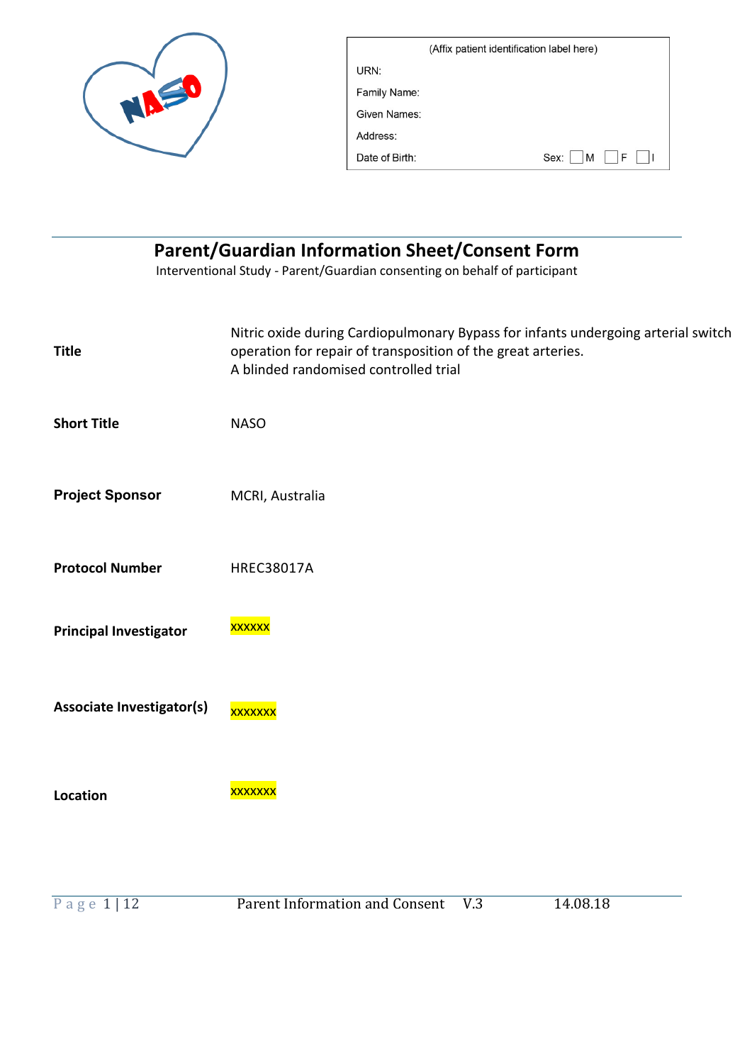| (Affix patient identification label here) |
|---|
| URN: |
| Family Name: |
| Given Names: |
| Address: |
| Date of Birth: Sex: ☐ M ☐ F ☐ I |

# Parent/Guardian Information Sheet/Consent Form

Interventional Study - Parent/Guardian consenting on behalf of participant

| | |
|---|---|
| **Title** | Nitric oxide during Cardiopulmonary Bypass for infants undergoing arterial switch operation for repair of transposition of the great arteries. A blinded randomised controlled trial |
| **Short Title** | NASO |
| **Project Sponsor** | MCRI, Australia |
| **Protocol Number** | HREC38017A |
| **Principal Investigator** | xxxxxx |
| **Associate Investigator(s)** | xxxxxxx |
| **Location** | xxxxxxx |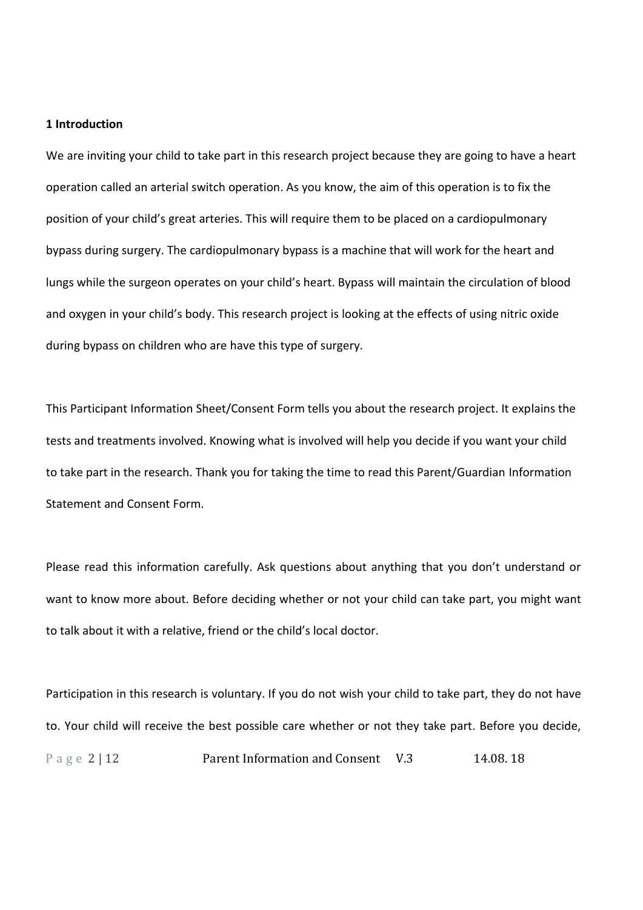**1 Introduction**

We are inviting your child to take part in this research project because they are going to have a heart operation called an arterial switch operation. As you know, the aim of this operation is to fix the position of your child's great arteries. This will require them to be placed on a cardiopulmonary bypass during surgery. The cardiopulmonary bypass is a machine that will work for the heart and lungs while the surgeon operates on your child's heart. Bypass will maintain the circulation of blood and oxygen in your child's body. This research project is looking at the effects of using nitric oxide during bypass on children who are have this type of surgery.

This Participant Information Sheet/Consent Form tells you about the research project. It explains the tests and treatments involved. Knowing what is involved will help you decide if you want your child to take part in the research. Thank you for taking the time to read this Parent/Guardian Information Statement and Consent Form.

Please read this information carefully. Ask questions about anything that you don't understand or want to know more about. Before deciding whether or not your child can take part, you might want to talk about it with a relative, friend or the child's local doctor.

Participation in this research is voluntary. If you do not wish your child to take part, they do not have to. Your child will receive the best possible care whether or not they take part. Before you decide,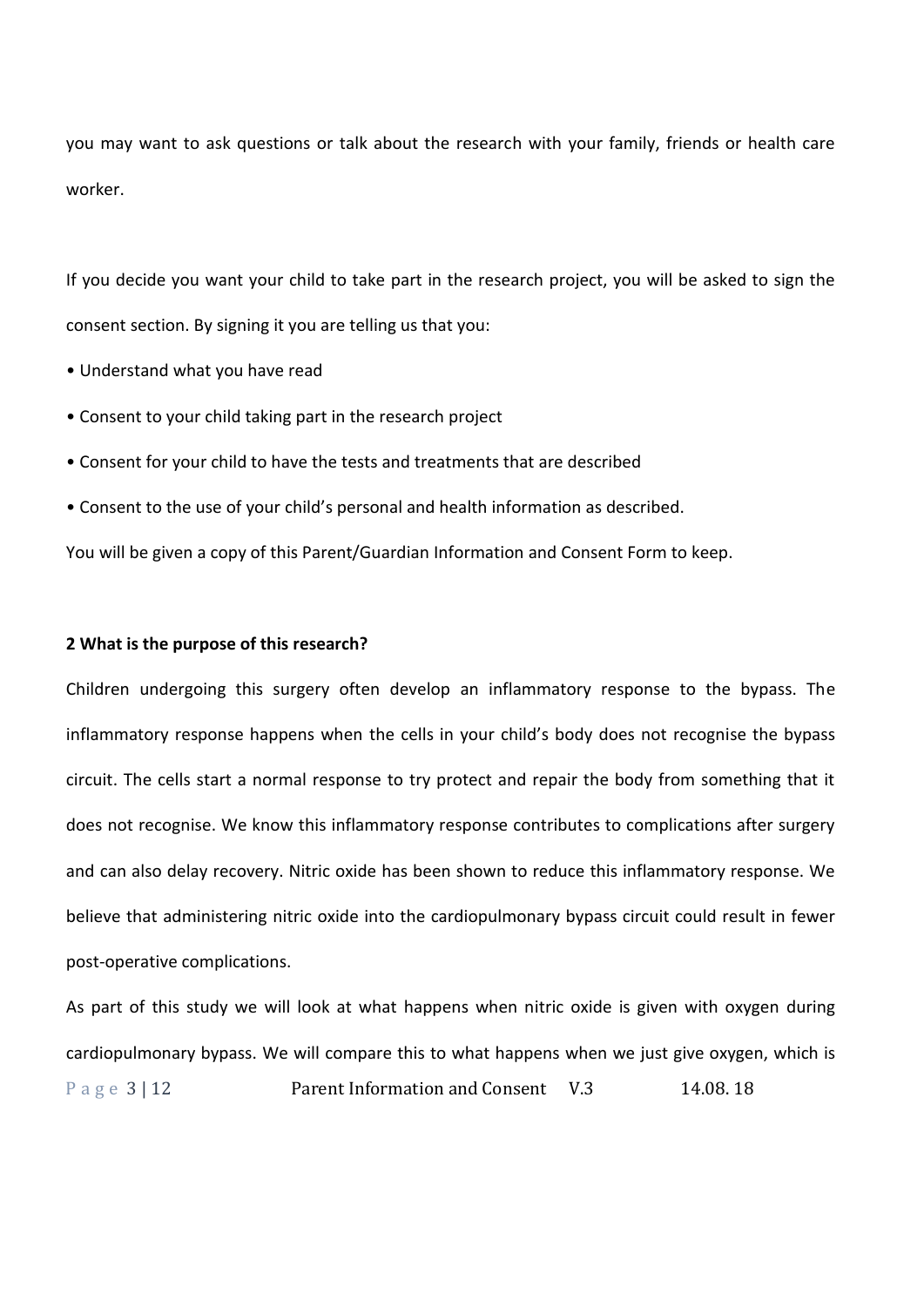you may want to ask questions or talk about the research with your family, friends or health care worker.

If you decide you want your child to take part in the research project, you will be asked to sign the consent section. By signing it you are telling us that you:

- Understand what you have read
- Consent to your child taking part in the research project
- Consent for your child to have the tests and treatments that are described
- Consent to the use of your child's personal and health information as described.

You will be given a copy of this Parent/Guardian Information and Consent Form to keep.

**2 What is the purpose of this research?**

Children undergoing this surgery often develop an inflammatory response to the bypass. The inflammatory response happens when the cells in your child's body does not recognise the bypass circuit. The cells start a normal response to try protect and repair the body from something that it does not recognise. We know this inflammatory response contributes to complications after surgery and can also delay recovery. Nitric oxide has been shown to reduce this inflammatory response. We believe that administering nitric oxide into the cardiopulmonary bypass circuit could result in fewer post-operative complications.

As part of this study we will look at what happens when nitric oxide is given with oxygen during cardiopulmonary bypass. We will compare this to what happens when we just give oxygen, which is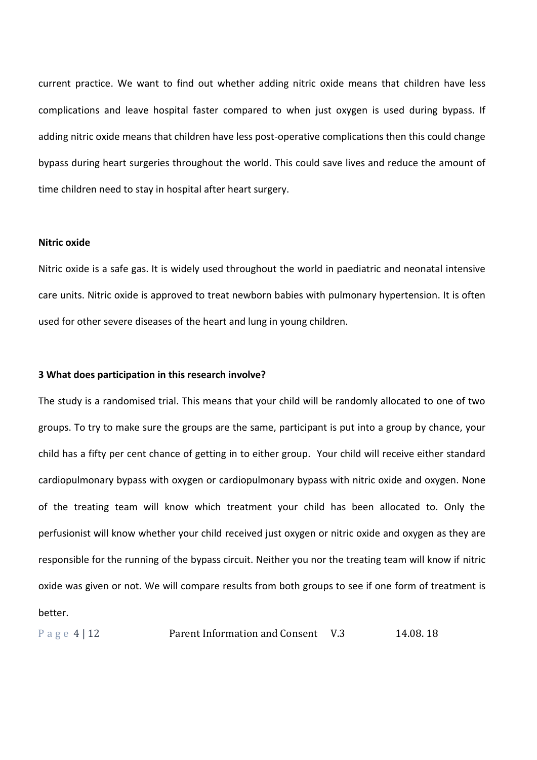current practice. We want to find out whether adding nitric oxide means that children have less complications and leave hospital faster compared to when just oxygen is used during bypass. If adding nitric oxide means that children have less post-operative complications then this could change bypass during heart surgeries throughout the world. This could save lives and reduce the amount of time children need to stay in hospital after heart surgery.

**Nitric oxide**

Nitric oxide is a safe gas. It is widely used throughout the world in paediatric and neonatal intensive care units. Nitric oxide is approved to treat newborn babies with pulmonary hypertension. It is often used for other severe diseases of the heart and lung in young children.

**3 What does participation in this research involve?**

The study is a randomised trial. This means that your child will be randomly allocated to one of two groups. To try to make sure the groups are the same, participant is put into a group by chance, your child has a fifty per cent chance of getting in to either group. Your child will receive either standard cardiopulmonary bypass with oxygen or cardiopulmonary bypass with nitric oxide and oxygen. None of the treating team will know which treatment your child has been allocated to. Only the perfusionist will know whether your child received just oxygen or nitric oxide and oxygen as they are responsible for the running of the bypass circuit. Neither you nor the treating team will know if nitric oxide was given or not. We will compare results from both groups to see if one form of treatment is better.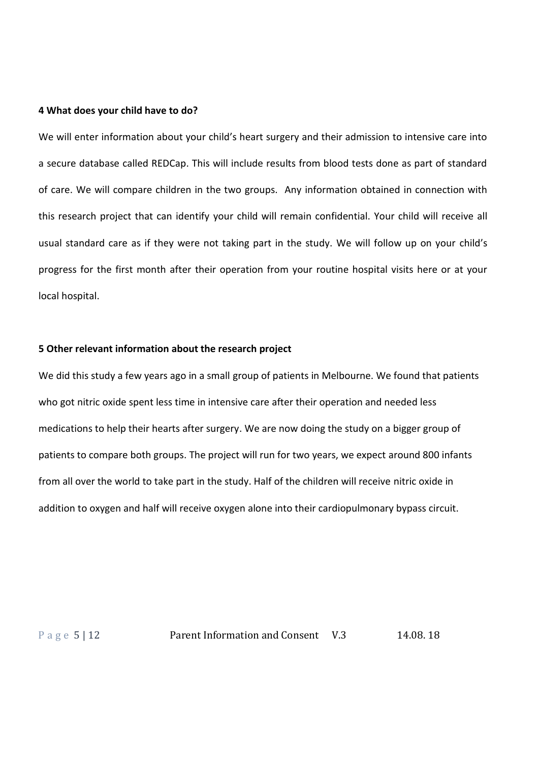**4 What does your child have to do?**

We will enter information about your child's heart surgery and their admission to intensive care into a secure database called REDCap. This will include results from blood tests done as part of standard of care. We will compare children in the two groups. Any information obtained in connection with this research project that can identify your child will remain confidential. Your child will receive all usual standard care as if they were not taking part in the study. We will follow up on your child's progress for the first month after their operation from your routine hospital visits here or at your local hospital.

**5 Other relevant information about the research project**

We did this study a few years ago in a small group of patients in Melbourne. We found that patients who got nitric oxide spent less time in intensive care after their operation and needed less medications to help their hearts after surgery. We are now doing the study on a bigger group of patients to compare both groups. The project will run for two years, we expect around 800 infants from all over the world to take part in the study. Half of the children will receive nitric oxide in addition to oxygen and half will receive oxygen alone into their cardiopulmonary bypass circuit.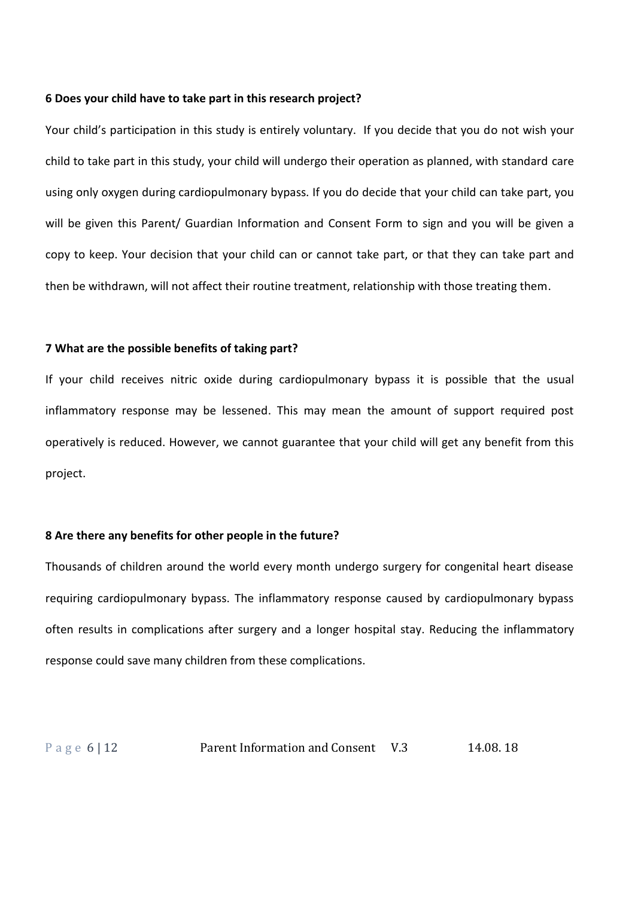**6 Does your child have to take part in this research project?**

Your child's participation in this study is entirely voluntary. If you decide that you do not wish your child to take part in this study, your child will undergo their operation as planned, with standard care using only oxygen during cardiopulmonary bypass. If you do decide that your child can take part, you will be given this Parent/ Guardian Information and Consent Form to sign and you will be given a copy to keep. Your decision that your child can or cannot take part, or that they can take part and then be withdrawn, will not affect their routine treatment, relationship with those treating them.

**7 What are the possible benefits of taking part?**

If your child receives nitric oxide during cardiopulmonary bypass it is possible that the usual inflammatory response may be lessened. This may mean the amount of support required post operatively is reduced. However, we cannot guarantee that your child will get any benefit from this project.

**8 Are there any benefits for other people in the future?**

Thousands of children around the world every month undergo surgery for congenital heart disease requiring cardiopulmonary bypass. The inflammatory response caused by cardiopulmonary bypass often results in complications after surgery and a longer hospital stay. Reducing the inflammatory response could save many children from these complications.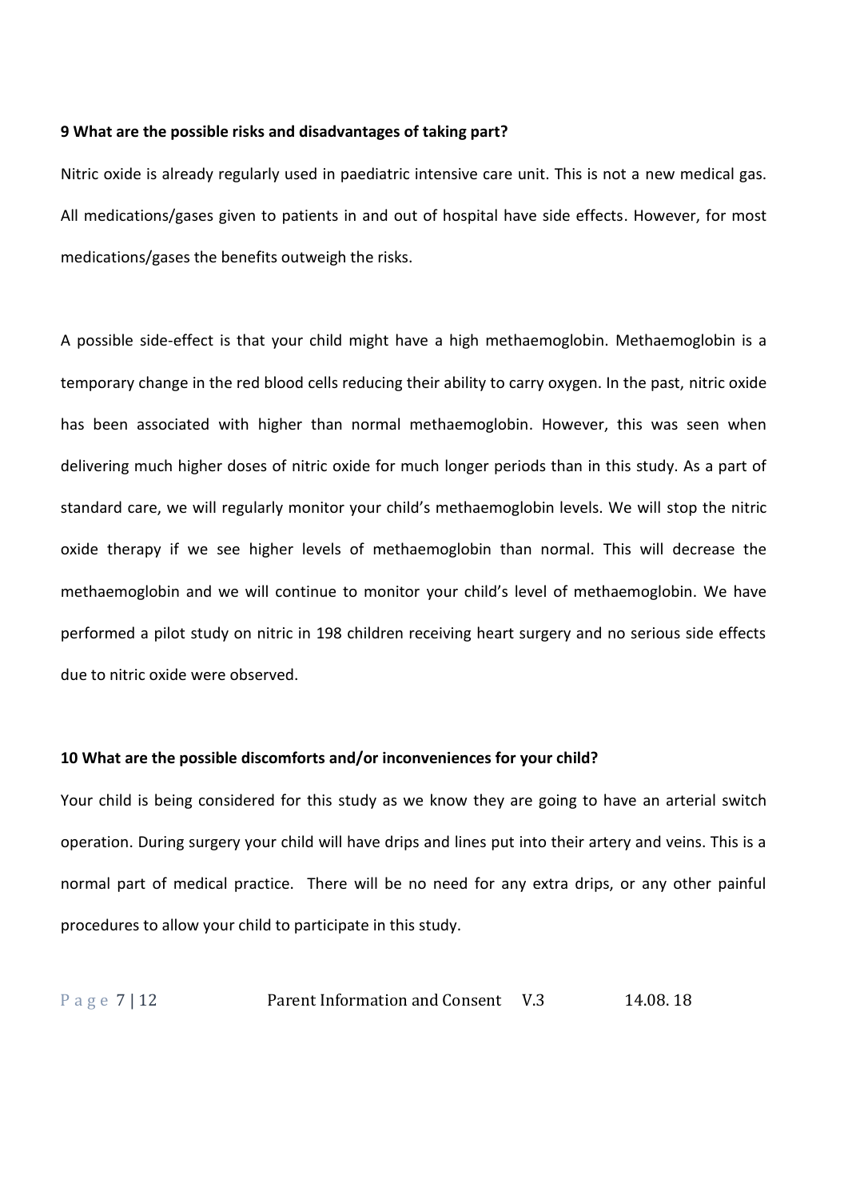**9 What are the possible risks and disadvantages of taking part?**

Nitric oxide is already regularly used in paediatric intensive care unit. This is not a new medical gas. All medications/gases given to patients in and out of hospital have side effects. However, for most medications/gases the benefits outweigh the risks.

A possible side-effect is that your child might have a high methaemoglobin. Methaemoglobin is a temporary change in the red blood cells reducing their ability to carry oxygen. In the past, nitric oxide has been associated with higher than normal methaemoglobin. However, this was seen when delivering much higher doses of nitric oxide for much longer periods than in this study. As a part of standard care, we will regularly monitor your child's methaemoglobin levels. We will stop the nitric oxide therapy if we see higher levels of methaemoglobin than normal. This will decrease the methaemoglobin and we will continue to monitor your child's level of methaemoglobin. We have performed a pilot study on nitric in 198 children receiving heart surgery and no serious side effects due to nitric oxide were observed.

**10 What are the possible discomforts and/or inconveniences for your child?**

Your child is being considered for this study as we know they are going to have an arterial switch operation. During surgery your child will have drips and lines put into their artery and veins. This is a normal part of medical practice. There will be no need for any extra drips, or any other painful procedures to allow your child to participate in this study.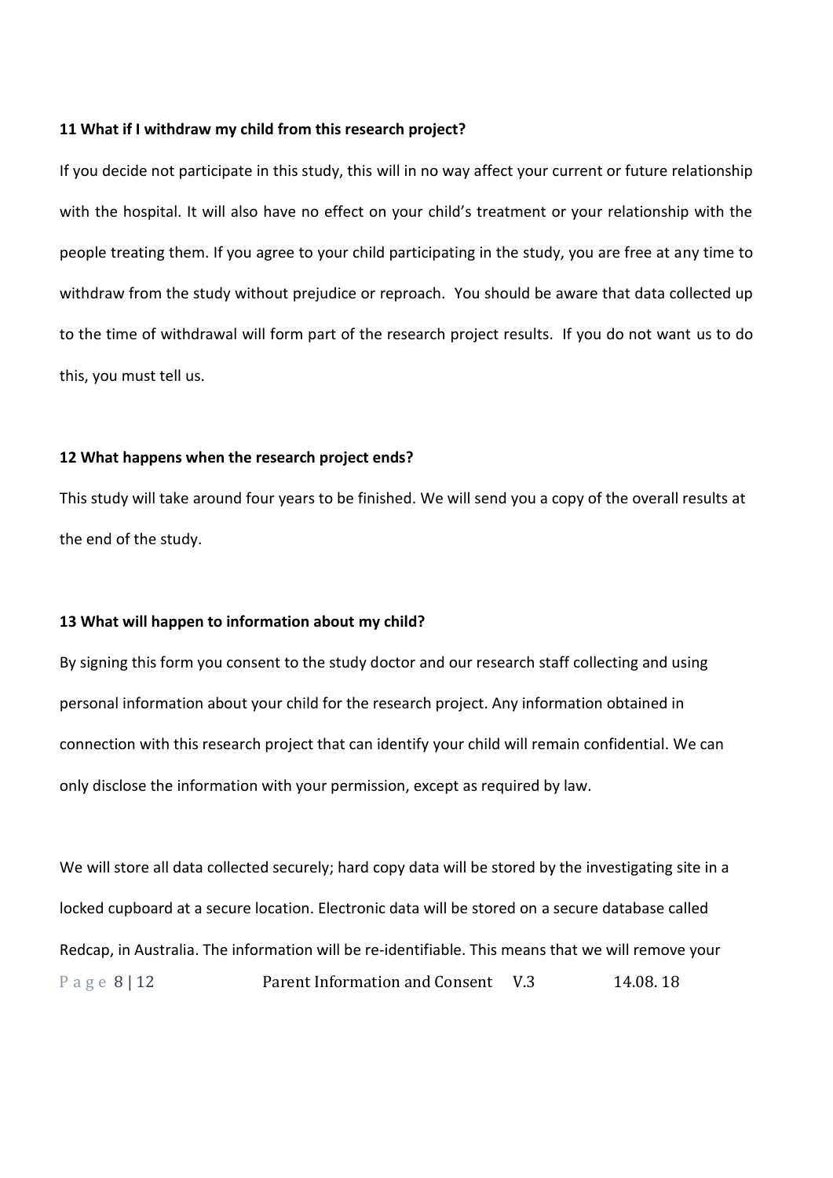**11 What if I withdraw my child from this research project?**

If you decide not participate in this study, this will in no way affect your current or future relationship with the hospital. It will also have no effect on your child's treatment or your relationship with the people treating them. If you agree to your child participating in the study, you are free at any time to withdraw from the study without prejudice or reproach. You should be aware that data collected up to the time of withdrawal will form part of the research project results. If you do not want us to do this, you must tell us.

**12 What happens when the research project ends?**

This study will take around four years to be finished. We will send you a copy of the overall results at the end of the study.

**13 What will happen to information about my child?**

By signing this form you consent to the study doctor and our research staff collecting and using personal information about your child for the research project. Any information obtained in connection with this research project that can identify your child will remain confidential. We can only disclose the information with your permission, except as required by law.

We will store all data collected securely; hard copy data will be stored by the investigating site in a locked cupboard at a secure location. Electronic data will be stored on a secure database called Redcap, in Australia. The information will be re-identifiable. This means that we will remove your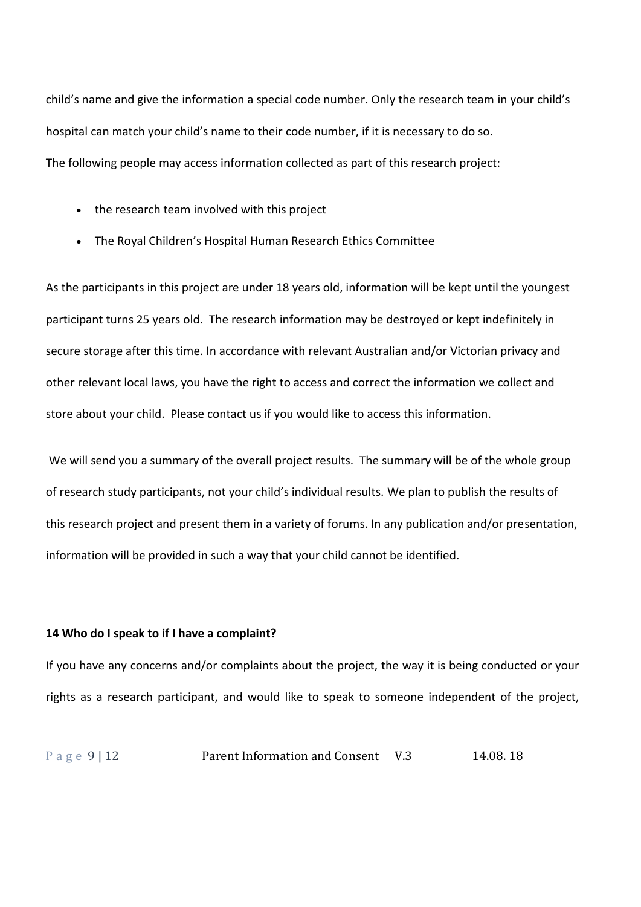child's name and give the information a special code number. Only the research team in your child's hospital can match your child's name to their code number, if it is necessary to do so.

The following people may access information collected as part of this research project:

- the research team involved with this project
- The Royal Children's Hospital Human Research Ethics Committee

As the participants in this project are under 18 years old, information will be kept until the youngest participant turns 25 years old. The research information may be destroyed or kept indefinitely in secure storage after this time. In accordance with relevant Australian and/or Victorian privacy and other relevant local laws, you have the right to access and correct the information we collect and store about your child. Please contact us if you would like to access this information.

We will send you a summary of the overall project results. The summary will be of the whole group of research study participants, not your child's individual results. We plan to publish the results of this research project and present them in a variety of forums. In any publication and/or presentation, information will be provided in such a way that your child cannot be identified.

**14 Who do I speak to if I have a complaint?**

If you have any concerns and/or complaints about the project, the way it is being conducted or your rights as a research participant, and would like to speak to someone independent of the project,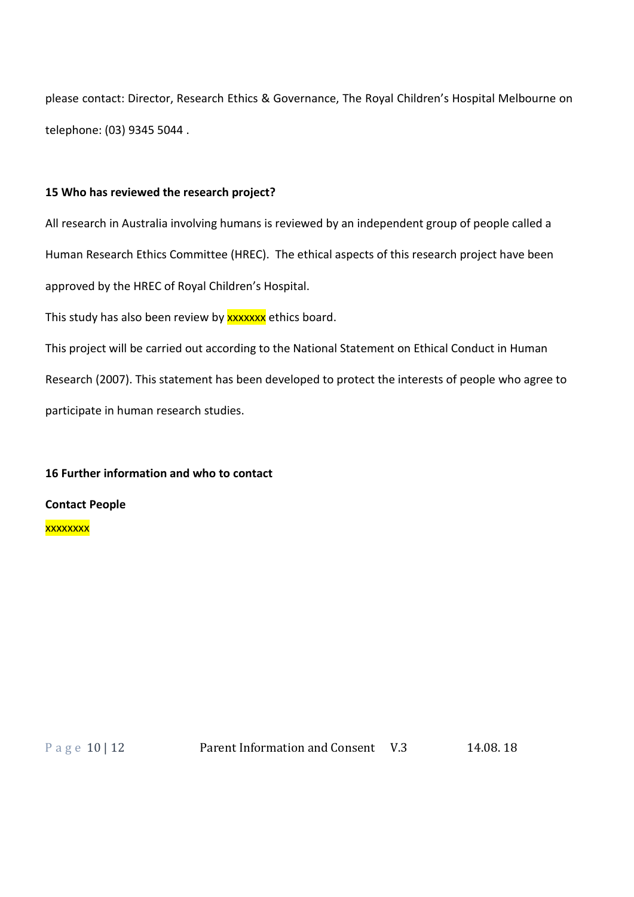please contact: Director, Research Ethics & Governance, The Royal Children's Hospital Melbourne on telephone: (03) 9345 5044 .

**15 Who has reviewed the research project?**

All research in Australia involving humans is reviewed by an independent group of people called a Human Research Ethics Committee (HREC). The ethical aspects of this research project have been approved by the HREC of Royal Children's Hospital.

This study has also been review by xxxxxxx ethics board.

This project will be carried out according to the National Statement on Ethical Conduct in Human Research (2007). This statement has been developed to protect the interests of people who agree to participate in human research studies.

**16 Further information and who to contact**

**Contact People**

xxxxxxxx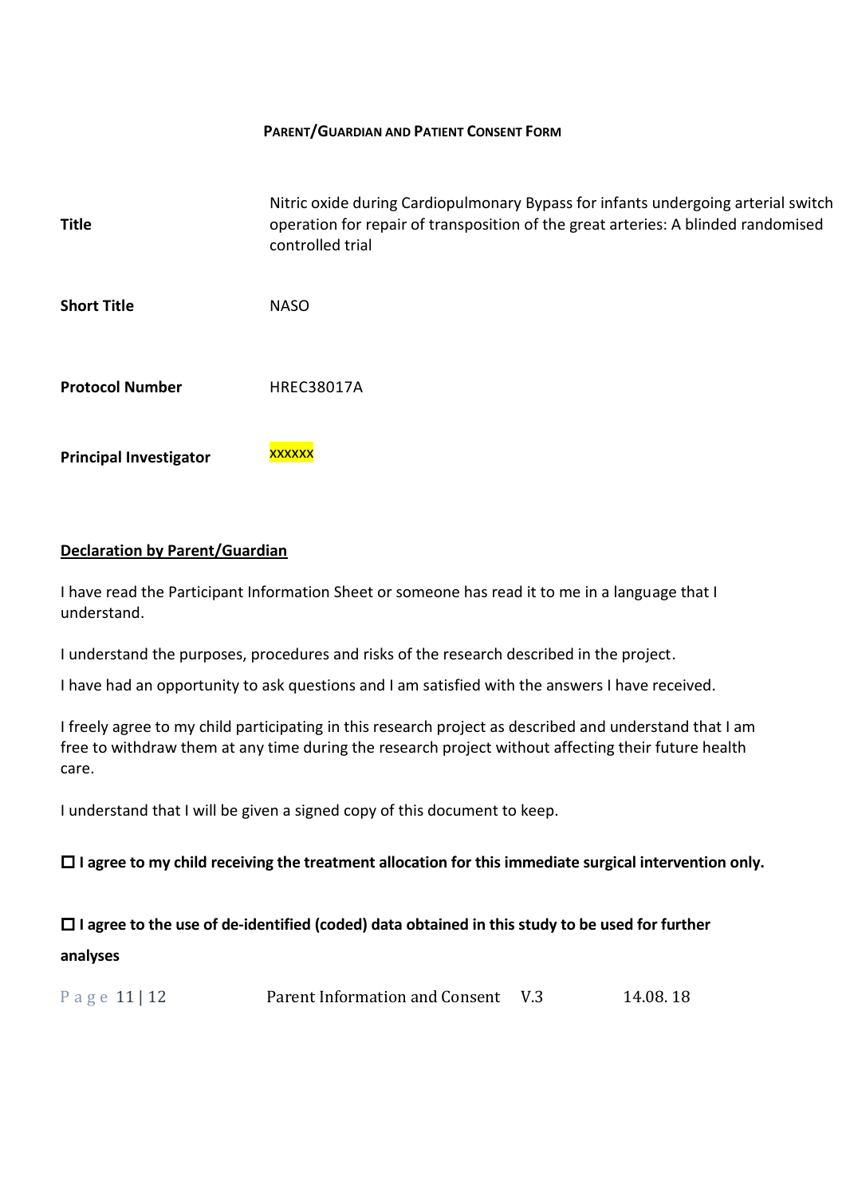**PARENT/GUARDIAN AND PATIENT CONSENT FORM**

| | |
|---|---|
| **Title** | Nitric oxide during Cardiopulmonary Bypass for infants undergoing arterial switch operation for repair of transposition of the great arteries: A blinded randomised controlled trial |
| **Short Title** | NASO |
| **Protocol Number** | HREC38017A |
| **Principal Investigator** | xxxxxx |

**Declaration by Parent/Guardian**

I have read the Participant Information Sheet or someone has read it to me in a language that I understand.

I understand the purposes, procedures and risks of the research described in the project.

I have had an opportunity to ask questions and I am satisfied with the answers I have received.

I freely agree to my child participating in this research project as described and understand that I am free to withdraw them at any time during the research project without affecting their future health care.

I understand that I will be given a signed copy of this document to keep.

☐ **I agree to my child receiving the treatment allocation for this immediate surgical intervention only.**

☐ **I agree to the use of de-identified (coded) data obtained in this study to be used for further analyses**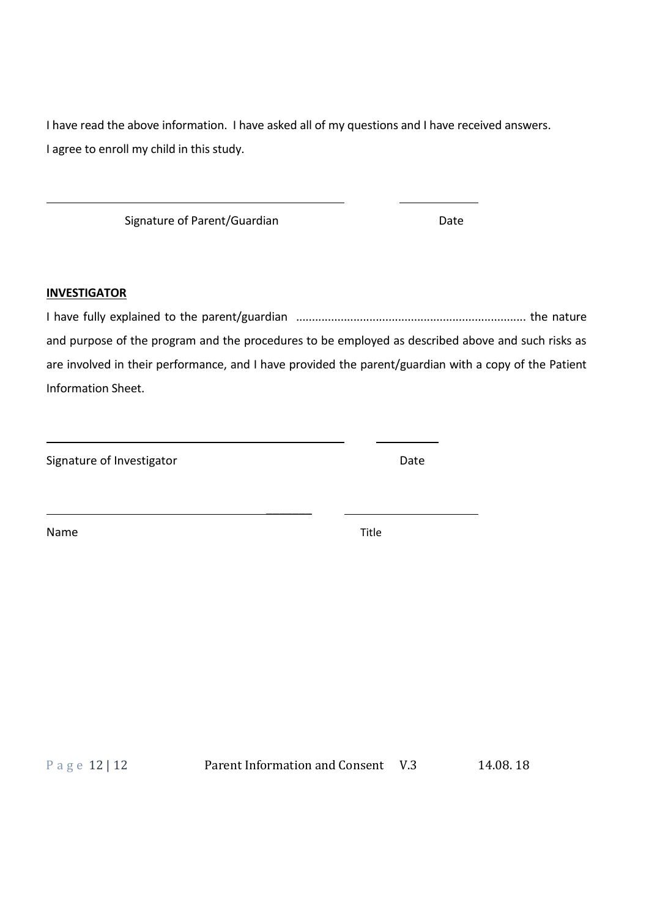I have read the above information. I have asked all of my questions and I have received answers.
I agree to enroll my child in this study.

______________________________________________ ____________

Signature of Parent/Guardian Date

**INVESTIGATOR**

I have fully explained to the parent/guardian ....................................................................... the nature and purpose of the program and the procedures to be employed as described above and such risks as are involved in their performance, and I have provided the parent/guardian with a copy of the Patient Information Sheet.

______________________________________________ __________

Signature of Investigator Date

______________________________________________ ____________________

Name Title